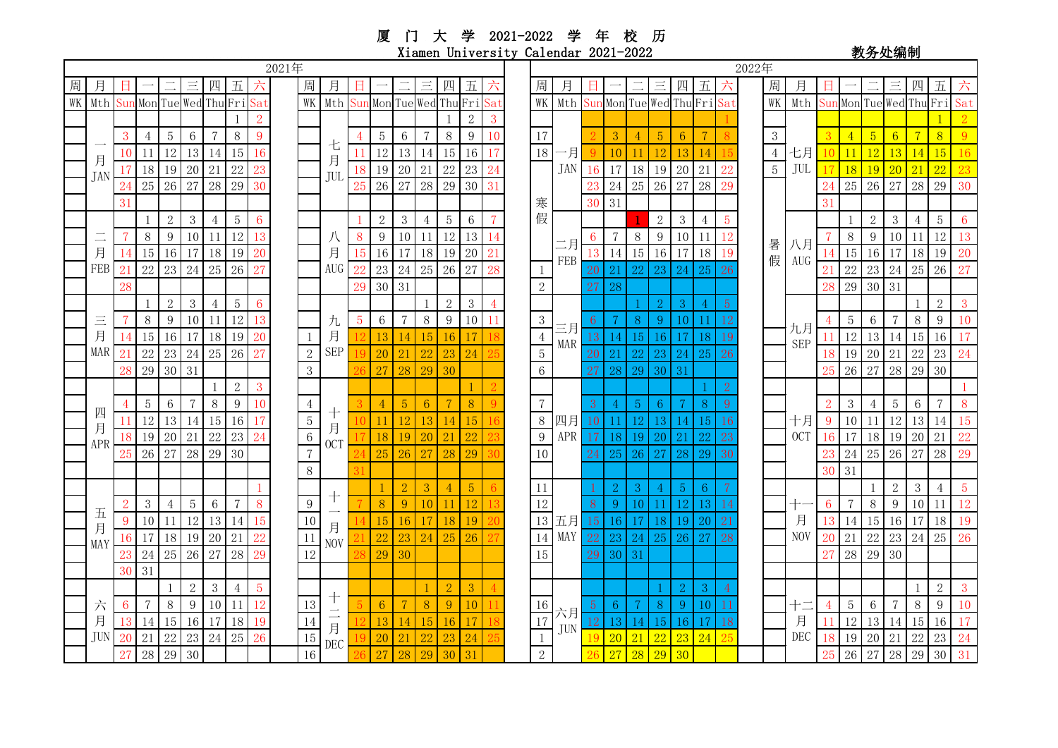# 厦 门 大 学 2021-2022 学 年 校 历

Xiamen University Calendar 2021-2022

教务处编制

## 2021年

| 周 WK | 月 Mth | 日 Sun | 一 Mon | 二 Tue | 三 Wed | 四 Thu | 五 Fri | 六 Sat |
|---|---|---|---|---|---|---|---|---|
| | 一月 JAN | | | | | | 1 | 2 |
| | | 3 | 4 | 5 | 6 | 7 | 8 | 9 |
| | | 10 | 11 | 12 | 13 | 14 | 15 | 16 |
| | | 17 | 18 | 19 | 20 | 21 | 22 | 23 |
| | | 24 | 25 | 26 | 27 | 28 | 29 | 30 |
| | | 31 | | | | | | |
| | 二月 FEB | | 1 | 2 | 3 | 4 | 5 | 6 |
| | | 7 | 8 | 9 | 10 | 11 | 12 | 13 |
| | | 14 | 15 | 16 | 17 | 18 | 19 | 20 |
| | | 21 | 22 | 23 | 24 | 25 | 26 | 27 |
| | | 28 | | | | | | |
| | 三月 MAR | | 1 | 2 | 3 | 4 | 5 | 6 |
| | | 7 | 8 | 9 | 10 | 11 | 12 | 13 |
| | | 14 | 15 | 16 | 17 | 18 | 19 | 20 |
| | | 21 | 22 | 23 | 24 | 25 | 26 | 27 |
| | | 28 | 29 | 30 | 31 | | | |
| | 四月 APR | | | | | 1 | 2 | 3 |
| | | 4 | 5 | 6 | 7 | 8 | 9 | 10 |
| | | 11 | 12 | 13 | 14 | 15 | 16 | 17 |
| | | 18 | 19 | 20 | 21 | 22 | 23 | 24 |
| | | 25 | 26 | 27 | 28 | 29 | 30 | |
| | | | | | | | | |
| | 五月 MAY | | | | | | | 1 |
| | | 2 | 3 | 4 | 5 | 6 | 7 | 8 |
| | | 9 | 10 | 11 | 12 | 13 | 14 | 15 |
| | | 16 | 17 | 18 | 19 | 20 | 21 | 22 |
| | | 23 | 24 | 25 | 26 | 27 | 28 | 29 |
| | | 30 | 31 | | | | | |
| | 六月 JUN | | | 1 | 2 | 3 | 4 | 5 |
| | | 6 | 7 | 8 | 9 | 10 | 11 | 12 |
| | | 13 | 14 | 15 | 16 | 17 | 18 | 19 |
| | | 20 | 21 | 22 | 23 | 24 | 25 | 26 |
| | | 27 | 28 | 29 | 30 | | | |

| 周 WK | 月 Mth | 日 Sun | 一 Mon | 二 Tue | 三 Wed | 四 Thu | 五 Fri | 六 Sat |
|---|---|---|---|---|---|---|---|---|
| | 七月 JUL | | | | | 1 | 2 | 3 |
| | | 4 | 5 | 6 | 7 | 8 | 9 | 10 |
| | | 11 | 12 | 13 | 14 | 15 | 16 | 17 |
| | | 18 | 19 | 20 | 21 | 22 | 23 | 24 |
| | | 25 | 26 | 27 | 28 | 29 | 30 | 31 |
| | | | | | | | | |
| | 八月 AUG | 1 | 2 | 3 | 4 | 5 | 6 | 7 |
| | | 8 | 9 | 10 | 11 | 12 | 13 | 14 |
| | | 15 | 16 | 17 | 18 | 19 | 20 | 21 |
| | | 22 | 23 | 24 | 25 | 26 | 27 | 28 |
| | | 29 | 30 | 31 | | | | |
| | 九月 SEP | | | | 1 | 2 | 3 | 4 |
| | | 5 | 6 | 7 | 8 | 9 | 10 | 11 |
| 1 | | 12 | 13 | 14 | 15 | 16 | 17 | 18 |
| 2 | | 19 | 20 | 21 | 22 | 23 | 24 | 25 |
| 3 | | 26 | 27 | 28 | 29 | 30 | | |
| | 十月 OCT | | | | | | 1 | 2 |
| 4 | | 3 | 4 | 5 | 6 | 7 | 8 | 9 |
| 5 | | 10 | 11 | 12 | 13 | 14 | 15 | 16 |
| 6 | | 17 | 18 | 19 | 20 | 21 | 22 | 23 |
| 7 | | 24 | 25 | 26 | 27 | 28 | 29 | 30 |
| 8 | | 31 | | | | | | |
| | 十一月 NOV | | 1 | 2 | 3 | 4 | 5 | 6 |
| 9 | | 7 | 8 | 9 | 10 | 11 | 12 | 13 |
| 10 | | 14 | 15 | 16 | 17 | 18 | 19 | 20 |
| 11 | | 21 | 22 | 23 | 24 | 25 | 26 | 27 |
| 12 | | 28 | 29 | 30 | | | | |
| | | | | | | | | |
| | 十二月 DEC | | | | 1 | 2 | 3 | 4 |
| 13 | | 5 | 6 | 7 | 8 | 9 | 10 | 11 |
| 14 | | 12 | 13 | 14 | 15 | 16 | 17 | 18 |
| 15 | | 19 | 20 | 21 | 22 | 23 | 24 | 25 |
| 16 | | 26 | 27 | 28 | 29 | 30 | 31 | |

## 2022年

| 周 WK | 月 Mth | 日 Sun | 一 Mon | 二 Tue | 三 Wed | 四 Thu | 五 Fri | 六 Sat |
|---|---|---|---|---|---|---|---|---|
| | 一月 JAN | | | | | | | 1 |
| 17 | | 2 | 3 | 4 | 5 | 6 | 7 | 8 |
| 18 | | 9 | 10 | 11 | 12 | 13 | 14 | 15 |
| | | 16 | 17 | 18 | 19 | 20 | 21 | 22 |
| | | 23 | 24 | 25 | 26 | 27 | 28 | 29 |
| 寒假 | | 30 | 31 | | | | | |
| | 二月 FEB | | | 1 | 2 | 3 | 4 | 5 |
| | | 6 | 7 | 8 | 9 | 10 | 11 | 12 |
| | | 13 | 14 | 15 | 16 | 17 | 18 | 19 |
| 1 | | 20 | 21 | 22 | 23 | 24 | 25 | 26 |
| 2 | | 27 | 28 | | | | | |
| | 三月 MAR | | | 1 | 2 | 3 | 4 | 5 |
| 3 | | 6 | 7 | 8 | 9 | 10 | 11 | 12 |
| 4 | | 13 | 14 | 15 | 16 | 17 | 18 | 19 |
| 5 | | 20 | 21 | 22 | 23 | 24 | 25 | 26 |
| 6 | | 27 | 28 | 29 | 30 | 31 | | |
| | 四月 APR | | | | | | 1 | 2 |
| 7 | | 3 | 4 | 5 | 6 | 7 | 8 | 9 |
| 8 | | 10 | 11 | 12 | 13 | 14 | 15 | 16 |
| 9 | | 17 | 18 | 19 | 20 | 21 | 22 | 23 |
| 10 | | 24 | 25 | 26 | 27 | 28 | 29 | 30 |
| | | | | | | | | |
| 11 | 五月 MAY | 1 | 2 | 3 | 4 | 5 | 6 | 7 |
| 12 | | 8 | 9 | 10 | 11 | 12 | 13 | 14 |
| 13 | | 15 | 16 | 17 | 18 | 19 | 20 | 21 |
| 14 | | 22 | 23 | 24 | 25 | 26 | 27 | 28 |
| 15 | | 29 | 30 | 31 | | | | |
| | | | | | | | | |
| | 六月 JUN | | | | 1 | 2 | 3 | 4 |
| 16 | | 5 | 6 | 7 | 8 | 9 | 10 | 11 |
| 17 | | 12 | 13 | 14 | 15 | 16 | 17 | 18 |
| 1 | | 19 | 20 | 21 | 22 | 23 | 24 | 25 |
| 2 | | 26 | 27 | 28 | 29 | 30 | | |

| 周 WK | 月 Mth | 日 Sun | 一 Mon | 二 Tue | 三 Wed | 四 Thu | 五 Fri | 六 Sat |
|---|---|---|---|---|---|---|---|---|
| | 七月 JUL | | | | | | 1 | 2 |
| 3 | | 3 | 4 | 5 | 6 | 7 | 8 | 9 |
| 4 | | 10 | 11 | 12 | 13 | 14 | 15 | 16 |
| 5 | | 17 | 18 | 19 | 20 | 21 | 22 | 23 |
| | | 24 | 25 | 26 | 27 | 28 | 29 | 30 |
| | | 31 | | | | | | |
| | 八月 AUG | | 1 | 2 | 3 | 4 | 5 | 6 |
| | | 7 | 8 | 9 | 10 | 11 | 12 | 13 |
| 暑假 | | 14 | 15 | 16 | 17 | 18 | 19 | 20 |
| | | 21 | 22 | 23 | 24 | 25 | 26 | 27 |
| | | 28 | 29 | 30 | 31 | | | |
| | 九月 SEP | | | | | 1 | 2 | 3 |
| | | 4 | 5 | 6 | 7 | 8 | 9 | 10 |
| | | 11 | 12 | 13 | 14 | 15 | 16 | 17 |
| | | 18 | 19 | 20 | 21 | 22 | 23 | 24 |
| | | 25 | 26 | 27 | 28 | 29 | 30 | |
| | 十月 OCT | | | | | | | 1 |
| | | 2 | 3 | 4 | 5 | 6 | 7 | 8 |
| | | 9 | 10 | 11 | 12 | 13 | 14 | 15 |
| | | 16 | 17 | 18 | 19 | 20 | 21 | 22 |
| | | 23 | 24 | 25 | 26 | 27 | 28 | 29 |
| | | 30 | 31 | | | | | |
| | 十一月 NOV | | | 1 | 2 | 3 | 4 | 5 |
| | | 6 | 7 | 8 | 9 | 10 | 11 | 12 |
| | | 13 | 14 | 15 | 16 | 17 | 18 | 19 |
| | | 20 | 21 | 22 | 23 | 24 | 25 | 26 |
| | | 27 | 28 | 29 | 30 | | | |
| | | | | | | | | |
| | 十二月 DEC | | | | | 1 | 2 | 3 |
| | | 4 | 5 | 6 | 7 | 8 | 9 | 10 |
| | | 11 | 12 | 13 | 14 | 15 | 16 | 17 |
| | | 18 | 19 | 20 | 21 | 22 | 23 | 24 |
| | | 25 | 26 | 27 | 28 | 29 | 30 | 31 |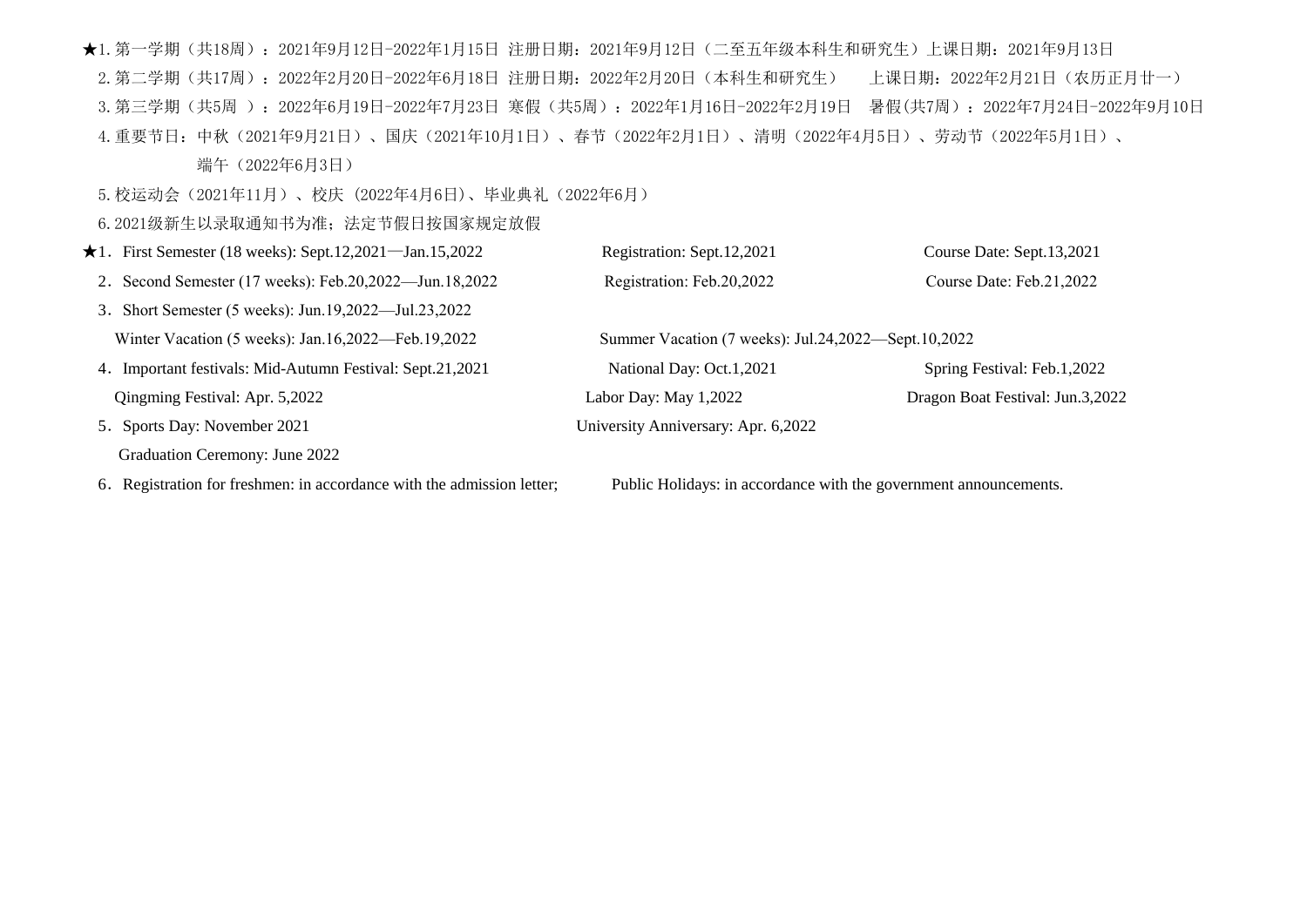★1. 第一学期（共18周）：2021年9月12日-2022年1月15日 注册日期：2021年9月12日（二至五年级本科生和研究生）上课日期：2021年9月13日

2. 第二学期（共17周）：2022年2月20日-2022年6月18日 注册日期：2022年2月20日（本科生和研究生） 上课日期：2022年2月21日（农历正月廿一）

3. 第三学期（共5周 ）：2022年6月19日-2022年7月23日 寒假（共5周）：2022年1月16日-2022年2月19日 暑假(共7周）：2022年7月24日-2022年9月10日

4. 重要节日：中秋（2021年9月21日）、国庆（2021年10月1日）、春节（2022年2月1日）、清明（2022年4月5日）、劳动节（2022年5月1日）、端午（2022年6月3日）

5. 校运动会（2021年11月）、校庆 (2022年4月6日)、毕业典礼（2022年6月）

6. 2021级新生以录取通知书为准；法定节假日按国家规定放假

★1．First Semester (18 weeks): Sept.12,2021—Jan.15,2022 Registration: Sept.12,2021 Course Date: Sept.13,2021

2．Second Semester (17 weeks): Feb.20,2022—Jun.18,2022 Registration: Feb.20,2022 Course Date: Feb.21,2022

3．Short Semester (5 weeks): Jun.19,2022—Jul.23,2022

Winter Vacation (5 weeks): Jan.16,2022—Feb.19,2022 Summer Vacation (7 weeks): Jul.24,2022—Sept.10,2022

4．Important festivals: Mid-Autumn Festival: Sept.21,2021 National Day: Oct.1,2021 Spring Festival: Feb.1,2022

Qingming Festival: Apr. 5,2022 Labor Day: May 1,2022 Dragon Boat Festival: Jun.3,2022

5．Sports Day: November 2021 University Anniversary: Apr. 6,2022

Graduation Ceremony: June 2022

6．Registration for freshmen: in accordance with the admission letter; Public Holidays: in accordance with the government announcements.